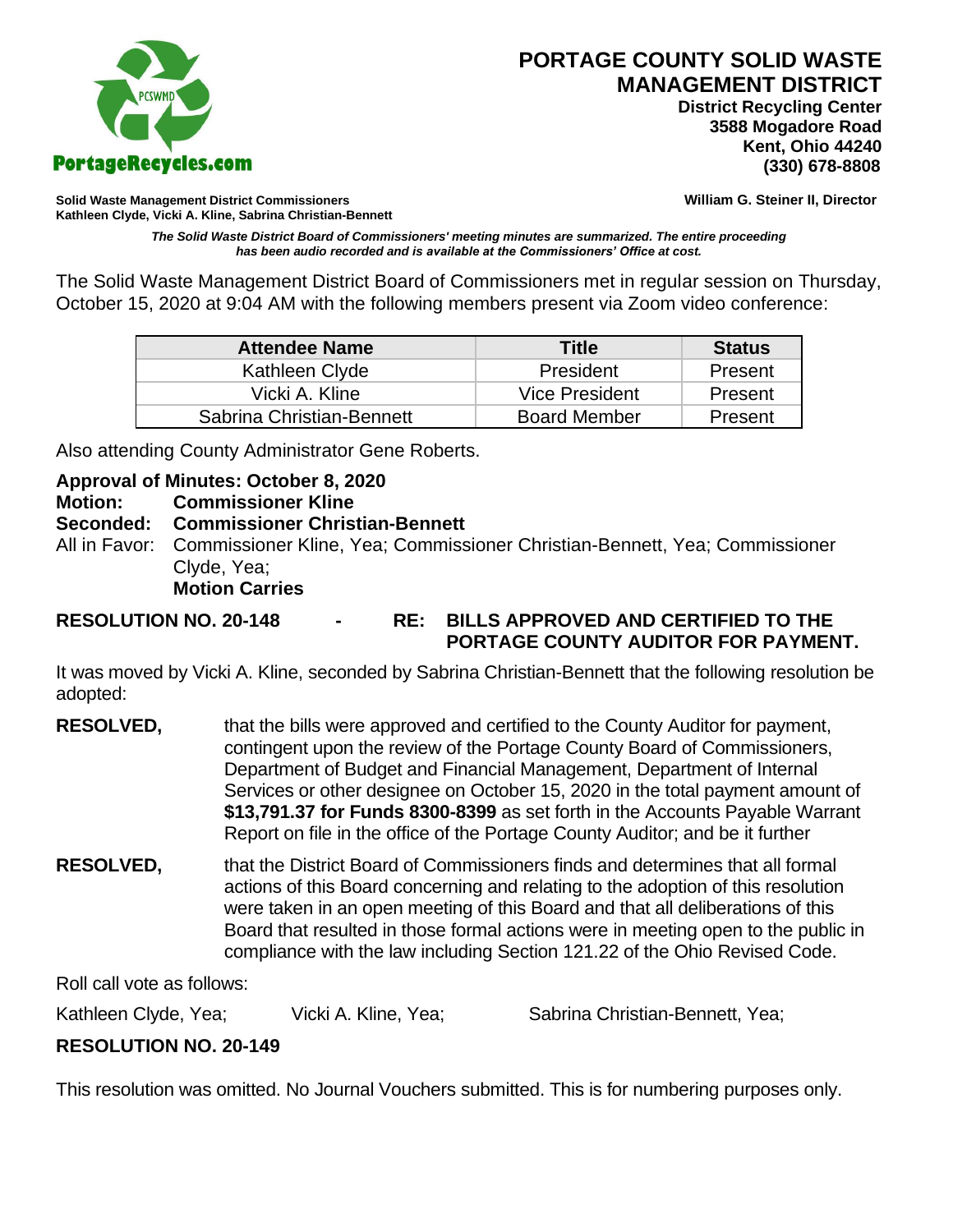# PORTAGE COUNTY SOLID WASTE MANAGEMENT DISTRICT

**District Recycling Center**
**3588 Mogadore Road**
**Kent, Ohio 44240**
**(330) 678-8808**

PortageRecycles.com

**Solid Waste Management District Commissioners**
**Kathleen Clyde, Vicki A. Kline, Sabrina Christian-Bennett**

**William G. Steiner II, Director**

***The Solid Waste District Board of Commissioners' meeting minutes are summarized. The entire proceeding has been audio recorded and is available at the Commissioners' Office at cost.***

The Solid Waste Management District Board of Commissioners met in regular session on Thursday, October 15, 2020 at 9:04 AM with the following members present via Zoom video conference:

| Attendee Name | Title | Status |
|---|---|---|
| Kathleen Clyde | President | Present |
| Vicki A. Kline | Vice President | Present |
| Sabrina Christian-Bennett | Board Member | Present |

Also attending County Administrator Gene Roberts.

**Approval of Minutes: October 8, 2020**
**Motion: Commissioner Kline**
**Seconded: Commissioner Christian-Bennett**
All in Favor: Commissioner Kline, Yea; Commissioner Christian-Bennett, Yea; Commissioner Clyde, Yea;
**Motion Carries**

**RESOLUTION NO. 20-148 - RE: BILLS APPROVED AND CERTIFIED TO THE PORTAGE COUNTY AUDITOR FOR PAYMENT.**

It was moved by Vicki A. Kline, seconded by Sabrina Christian-Bennett that the following resolution be adopted:

**RESOLVED,** that the bills were approved and certified to the County Auditor for payment, contingent upon the review of the Portage County Board of Commissioners, Department of Budget and Financial Management, Department of Internal Services or other designee on October 15, 2020 in the total payment amount of **$13,791.37 for Funds 8300-8399** as set forth in the Accounts Payable Warrant Report on file in the office of the Portage County Auditor; and be it further

**RESOLVED,** that the District Board of Commissioners finds and determines that all formal actions of this Board concerning and relating to the adoption of this resolution were taken in an open meeting of this Board and that all deliberations of this Board that resulted in those formal actions were in meeting open to the public in compliance with the law including Section 121.22 of the Ohio Revised Code.

Roll call vote as follows:

Kathleen Clyde, Yea; Vicki A. Kline, Yea; Sabrina Christian-Bennett, Yea;

**RESOLUTION NO. 20-149**

This resolution was omitted. No Journal Vouchers submitted. This is for numbering purposes only.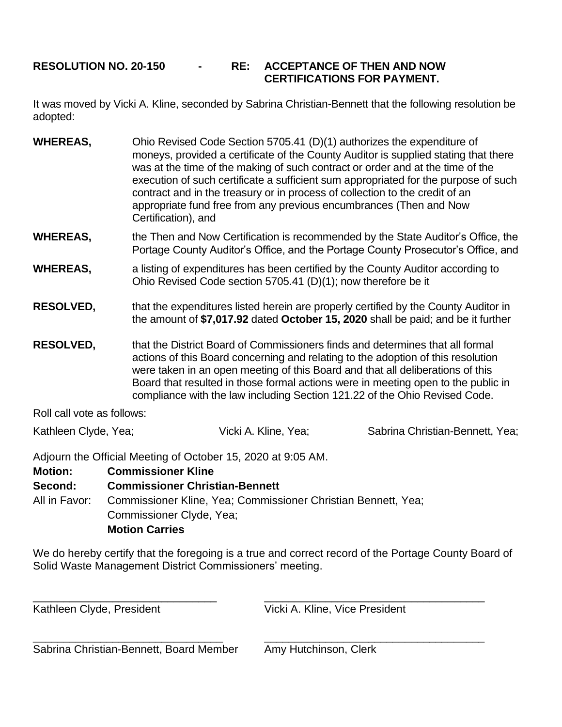**RESOLUTION NO. 20-150 - RE: ACCEPTANCE OF THEN AND NOW CERTIFICATIONS FOR PAYMENT.**

It was moved by Vicki A. Kline, seconded by Sabrina Christian-Bennett that the following resolution be adopted:

**WHEREAS,** Ohio Revised Code Section 5705.41 (D)(1) authorizes the expenditure of moneys, provided a certificate of the County Auditor is supplied stating that there was at the time of the making of such contract or order and at the time of the execution of such certificate a sufficient sum appropriated for the purpose of such contract and in the treasury or in process of collection to the credit of an appropriate fund free from any previous encumbrances (Then and Now Certification), and

**WHEREAS,** the Then and Now Certification is recommended by the State Auditor's Office, the Portage County Auditor's Office, and the Portage County Prosecutor's Office, and

**WHEREAS,** a listing of expenditures has been certified by the County Auditor according to Ohio Revised Code section 5705.41 (D)(1); now therefore be it

**RESOLVED,** that the expenditures listed herein are properly certified by the County Auditor in the amount of **$7,017.92** dated **October 15, 2020** shall be paid; and be it further

**RESOLVED,** that the District Board of Commissioners finds and determines that all formal actions of this Board concerning and relating to the adoption of this resolution were taken in an open meeting of this Board and that all deliberations of this Board that resulted in those formal actions were in meeting open to the public in compliance with the law including Section 121.22 of the Ohio Revised Code.

Roll call vote as follows:

Kathleen Clyde, Yea; Vicki A. Kline, Yea; Sabrina Christian-Bennett, Yea;

Adjourn the Official Meeting of October 15, 2020 at 9:05 AM.

**Motion:** **Commissioner Kline**

**Second:** **Commissioner Christian-Bennett**

All in Favor: Commissioner Kline, Yea; Commissioner Christian Bennett, Yea; Commissioner Clyde, Yea;
**Motion Carries**

We do hereby certify that the foregoing is a true and correct record of the Portage County Board of Solid Waste Management District Commissioners' meeting.

\_\_\_\_\_\_\_\_\_\_\_\_\_\_\_\_\_\_\_\_\_\_\_\_\_\_\_\_\_\_
Kathleen Clyde, President

\_\_\_\_\_\_\_\_\_\_\_\_\_\_\_\_\_\_\_\_\_\_\_\_\_\_\_\_\_\_
Vicki A. Kline, Vice President

\_\_\_\_\_\_\_\_\_\_\_\_\_\_\_\_\_\_\_\_\_\_\_\_\_\_\_\_\_\_
Sabrina Christian-Bennett, Board Member

\_\_\_\_\_\_\_\_\_\_\_\_\_\_\_\_\_\_\_\_\_\_\_\_\_\_\_\_\_\_
Amy Hutchinson, Clerk